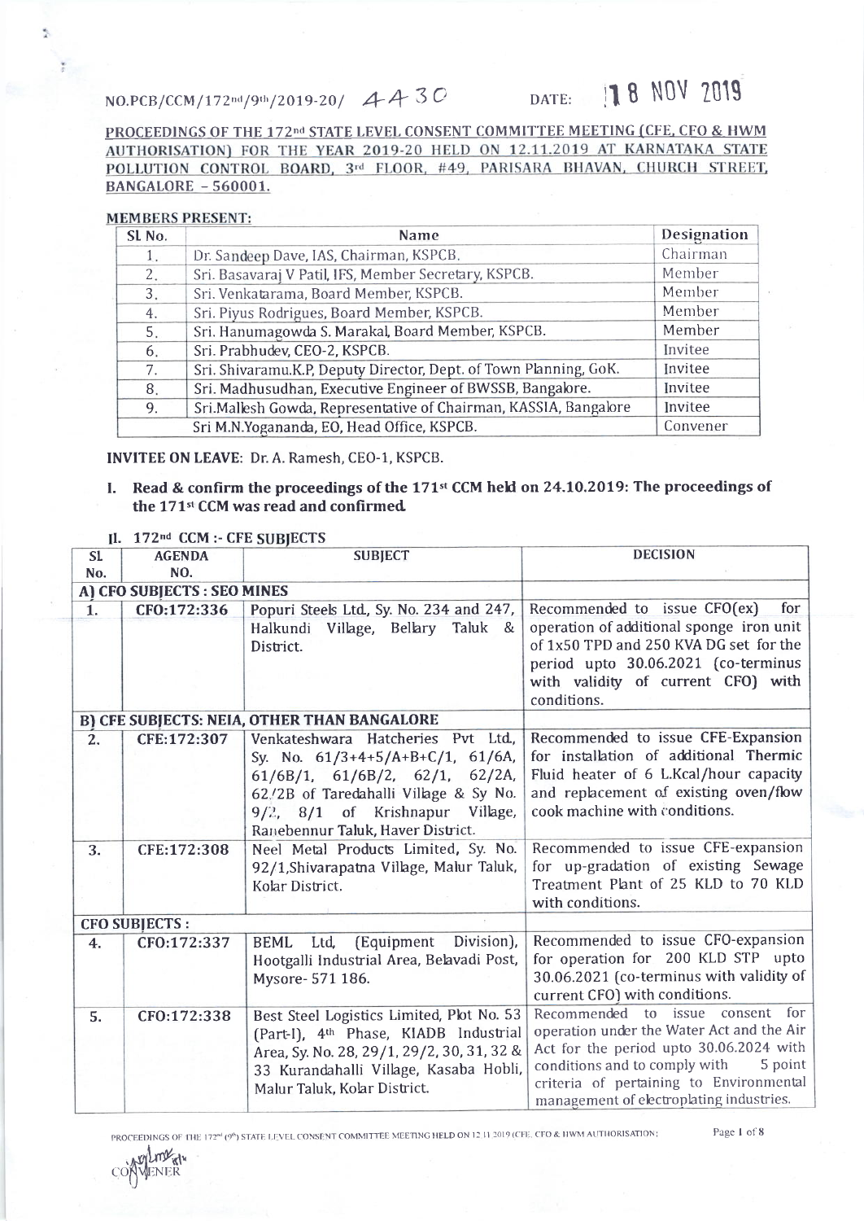NO.PCB/CCM/172nd/9th/2019-20/ 4430 DATE: 18 NOV 2019

**PROCEEDINGS OF THE 172nd STATE LEVEL CONSENT COMMITTEE MEETING (CFE, CFO & HWM AUTHORISATION) FOR THE YEAR 2019-20 HELD ON 12.11.2019 AT KARNATAKA STATE POLLUTION CONTROL BOARD, 3rd FLOOR, #49, PARISARA BHAVAN, CHURCH STREET, BANGALORE – 560001.**

**MEMBERS PRESENT:**

| Sl. No. | Name | Designation |
|---|---|---|
| 1. | Dr. Sandeep Dave, IAS, Chairman, KSPCB. | Chairman |
| 2. | Sri. Basavaraj V Patil, IFS, Member Secretary, KSPCB. | Member |
| 3. | Sri. Venkatarama, Board Member, KSPCB. | Member |
| 4. | Sri. Piyus Rodrigues, Board Member, KSPCB. | Member |
| 5. | Sri. Hanumagowda S. Marakal, Board Member, KSPCB. | Member |
| 6. | Sri. Prabhudev, CEO-2, KSPCB. | Invitee |
| 7. | Sri. Shivaramu.K.P, Deputy Director, Dept. of Town Planning, GoK. | Invitee |
| 8. | Sri. Madhusudhan, Executive Engineer of BWSSB, Bangalore. | Invitee |
| 9. | Sri.Mallesh Gowda, Representative of Chairman, KASSIA, Bangalore | Invitee |
| | Sri M.N.Yogananda, EO, Head Office, KSPCB. | Convener |

**INVITEE ON LEAVE:** Dr. A. Ramesh, CEO-1, KSPCB.

**I. Read & confirm the proceedings of the 171st CCM held on 24.10.2019: The proceedings of the 171st CCM was read and confirmed.**

**II. 172nd CCM :- CFE SUBJECTS**

| Sl. No. | AGENDA NO. | SUBJECT | DECISION |
|---|---|---|---|
| **A) CFO SUBJECTS : SEO MINES** | | | |
| 1. | CFO:172:336 | Popuri Steels Ltd., Sy. No. 234 and 247, Halkundi Village, Bellary Taluk & District. | Recommended to issue CFO(ex) for operation of additional sponge iron unit of 1x50 TPD and 250 KVA DG set for the period upto 30.06.2021 (co-terminus with validity of current CFO) with conditions. |
| **B) CFE SUBJECTS: NEIA, OTHER THAN BANGALORE** | | | |
| 2. | CFE:172:307 | Venkateshwara Hatcheries Pvt Ltd., Sy. No. 61/3+4+5/A+B+C/1, 61/6A, 61/6B/1, 61/6B/2, 62/1, 62/2A, 62/2B of Taredahalli Village & Sy No. 9/2, 8/1 of Krishnapur Village, Ranebennur Taluk, Haver District. | Recommended to issue CFE-Expansion for installation of additional Thermic Fluid heater of 6 L.Kcal/hour capacity and replacement of existing oven/flow cook machine with conditions. |
| 3. | CFE:172:308 | Neel Metal Products Limited, Sy. No. 92/1,Shivarapatna Village, Malur Taluk, Kolar District. | Recommended to issue CFE-expansion for up-gradation of existing Sewage Treatment Plant of 25 KLD to 70 KLD with conditions. |
| **CFO SUBJECTS :** | | | |
| 4. | CFO:172:337 | BEML Ltd, (Equipment Division), Hootgalli Industrial Area, Belavadi Post, Mysore- 571 186. | Recommended to issue CFO-expansion for operation for 200 KLD STP upto 30.06.2021 (co-terminus with validity of current CFO) with conditions. |
| 5. | CFO:172:338 | Best Steel Logistics Limited, Plot No. 53 (Part-I), 4th Phase, KIADB Industrial Area, Sy. No. 28, 29/1, 29/2, 30, 31, 32 & 33 Kurandahalli Village, Kasaba Hobli, Malur Taluk, Kolar District. | Recommended to issue consent for operation under the Water Act and the Air Act for the period upto 30.06.2024 with conditions and to comply with 5 point criteria of pertaining to Environmental management of electroplating industries. |

CONVENER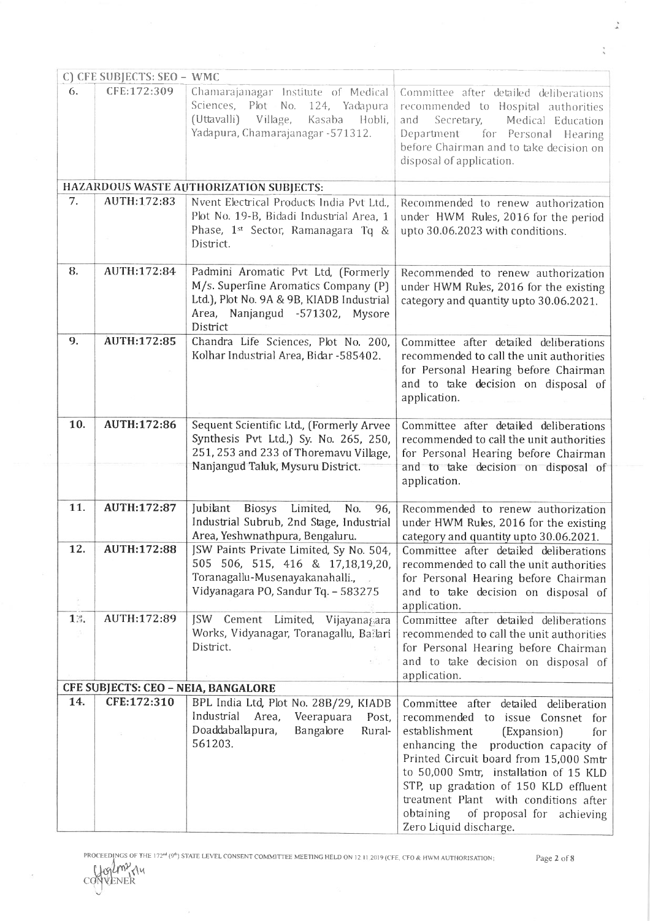| | | | |
|---|---|---|---|
| **C) CFE SUBJECTS: SEO – WMC** | | | |
| 6. | CFE:172:309 | Chamarajanagar Institute of Medical Sciences, Plot No. 124, Yadapura (Uttavalli) Village, Kasaba Hobli, Yadapura, Chamarajanagar -571312. | Committee after detailed deliberations recommended to Hospital authorities and Secretary, Medical Education Department for Personal Hearing before Chairman and to take decision on disposal of application. |
| **HAZARDOUS WASTE AUTHORIZATION SUBJECTS:** | | | |
| 7. | AUTH:172:83 | Nvent Electrical Products India Pvt Ltd., Plot No. 19-B, Bidadi Industrial Area, 1 Phase, 1st Sector, Ramanagara Tq & District. | Recommended to renew authorization under HWM Rules, 2016 for the period upto 30.06.2023 with conditions. |
| 8. | AUTH:172:84 | Padmini Aromatic Pvt Ltd, (Formerly M/s. Superfine Aromatics Company (P) Ltd.), Plot No. 9A & 9B, KIADB Industrial Area, Nanjangud -571302, Mysore District | Recommended to renew authorization under HWM Rules, 2016 for the existing category and quantity upto 30.06.2021. |
| 9. | AUTH:172:85 | Chandra Life Sciences, Plot No. 200, Kolhar Industrial Area, Bidar -585402. | Committee after detailed deliberations recommended to call the unit authorities for Personal Hearing before Chairman and to take decision on disposal of application. |
| 10. | AUTH:172:86 | Sequent Scientific Ltd., (Formerly Arvee Synthesis Pvt Ltd.,) Sy. No. 265, 250, 251, 253 and 233 of Thoremavu Village, Nanjangud Taluk, Mysuru District. | Committee after detailed deliberations recommended to call the unit authorities for Personal Hearing before Chairman and to take decision on disposal of application. |
| 11. | AUTH:172:87 | Jubilant Biosys Limited, No. 96, Industrial Subrub, 2nd Stage, Industrial Area, Yeshwnathpura, Bengaluru. | Recommended to renew authorization under HWM Rules, 2016 for the existing category and quantity upto 30.06.2021. |
| 12. | AUTH:172:88 | JSW Paints Private Limited, Sy No. 504, 505 506, 515, 416 & 17,18,19,20, Toranagallu-Musenayakanahalli., Vidyanagara PO, Sandur Tq. – 583275 | Committee after detailed deliberations recommended to call the unit authorities for Personal Hearing before Chairman and to take decision on disposal of application. |
| 13. | AUTH:172:89 | JSW Cement Limited, Vijayanagara Works, Vidyanagar, Toranagallu, Ballari District. | Committee after detailed deliberations recommended to call the unit authorities for Personal Hearing before Chairman and to take decision on disposal of application. |
| **CFE SUBJECTS: CEO – NEIA, BANGALORE** | | | |
| 14. | CFE:172:310 | BPL India Ltd, Plot No. 28B/29, KIADB Industrial Area, Veerapuara Post, Doaddaballapura, Bangalore Rural-561203. | Committee after detailed deliberation recommended to issue Consnet for establishment (Expansion) for enhancing the production capacity of Printed Circuit board from 15,000 Smtr to 50,000 Smtr, installation of 15 KLD STP, up gradation of 150 KLD effluent treatment Plant with conditions after obtaining of proposal for achieving Zero Liquid discharge. |

PROCEEDINGS OF THE 172nd (9th) STATE LEVEL CONSENT COMMITTEE MEETING HELD ON 12.11.2019 (CFE, CFO & HWM AUTHORISATION)

CONVENER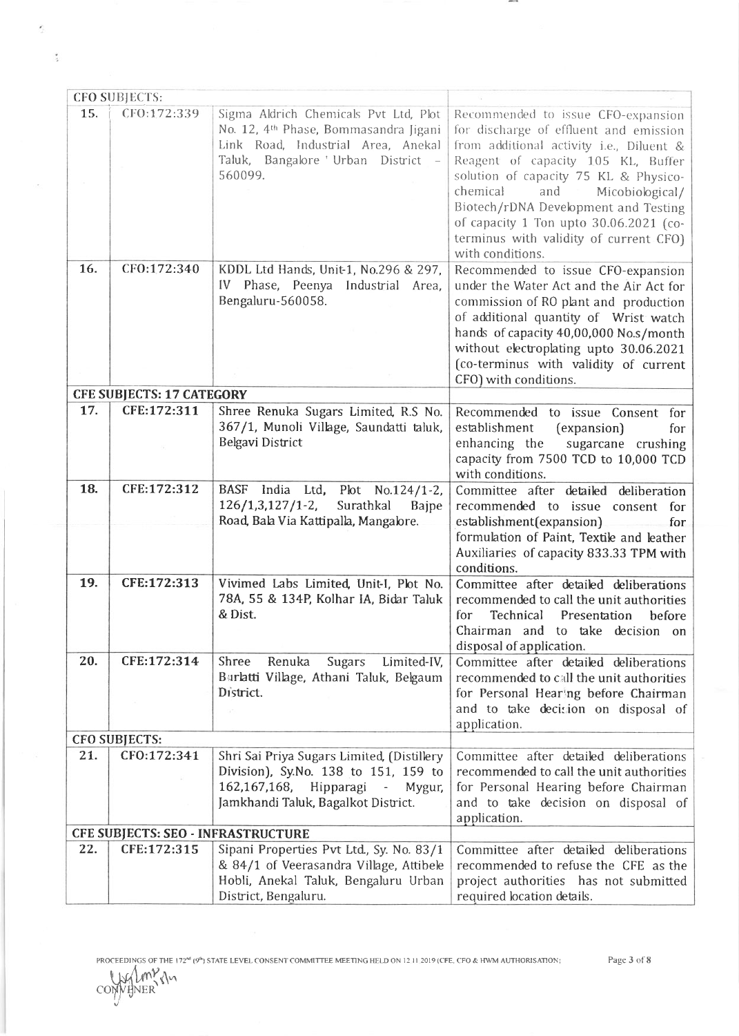| | | | |
|---|---|---|---|
| **CFO SUBJECTS:** | | | |
| 15. | CFO:172:339 | Sigma Aldrich Chemicals Pvt Ltd, Plot No. 12, 4th Phase, Bommasandra Jigani Link Road, Industrial Area, Anekal Taluk, Bangalore ' Urban District - 560099. | Recommended to issue CFO-expansion for discharge of effluent and emission from additional activity i.e., Diluent & Reagent of capacity 105 KL, Buffer solution of capacity 75 KL & Physico-chemical and Micobiological/ Biotech/rDNA Development and Testing of capacity 1 Ton upto 30.06.2021 (co-terminus with validity of current CFO) with conditions. |
| 16. | CFO:172:340 | KDDL Ltd Hands, Unit-1, No.296 & 297, IV Phase, Peenya Industrial Area, Bengaluru-560058. | Recommended to issue CFO-expansion under the Water Act and the Air Act for commission of RO plant and production of additional quantity of Wrist watch hands of capacity 40,00,000 No.s/month without electroplating upto 30.06.2021 (co-terminus with validity of current CFO) with conditions. |
| **CFE SUBJECTS: 17 CATEGORY** | | | |
| 17. | CFE:172:311 | Shree Renuka Sugars Limited, R.S No. 367/1, Munoli Village, Saundatti taluk, Belgavi District | Recommended to issue Consent for establishment (expansion) for enhancing the sugarcane crushing capacity from 7500 TCD to 10,000 TCD with conditions. |
| 18. | CFE:172:312 | BASF India Ltd, Plot No.124/1-2, 126/1,3,127/1-2, Surathkal Bajpe Road, Bala Via Kattipalla, Mangalore. | Committee after detailed deliberation recommended to issue consent for establishment(expansion) for formulation of Paint, Textile and leather Auxiliaries of capacity 833.33 TPM with conditions. |
| 19. | CFE:172:313 | Vivimed Labs Limited, Unit-I, Plot No. 78A, 55 & 134P, Kolhar IA, Bidar Taluk & Dist. | Committee after detailed deliberations recommended to call the unit authorities for Technical Presentation before Chairman and to take decision on disposal of application. |
| 20. | CFE:172:314 | Shree Renuka Sugars Limited-IV, Burlatti Village, Athani Taluk, Belgaum District. | Committee after detailed deliberations recommended to call the unit authorities for Personal Hearing before Chairman and to take decision on disposal of application. |
| **CFO SUBJECTS:** | | | |
| 21. | CFO:172:341 | Shri Sai Priya Sugars Limited, (Distillery Division), Sy.No. 138 to 151, 159 to 162,167,168, Hipparagi - Mygur, Jamkhandi Taluk, Bagalkot District. | Committee after detailed deliberations recommended to call the unit authorities for Personal Hearing before Chairman and to take decision on disposal of application. |
| **CFE SUBJECTS: SEO - INFRASTRUCTURE** | | | |
| 22. | CFE:172:315 | Sipani Properties Pvt Ltd., Sy. No. 83/1 & 84/1 of Veerasandra Village, Attibele Hobli, Anekal Taluk, Bengaluru Urban District, Bengaluru. | Committee after detailed deliberations recommended to refuse the CFE as the project authorities has not submitted required location details. |

PROCEEDINGS OF THE 172nd (9th) STATE LEVEL CONSENT COMMITTEE MEETING HELD ON 12.11.2019 (CFE, CFO & HWM AUTHORISATION)

CONVENER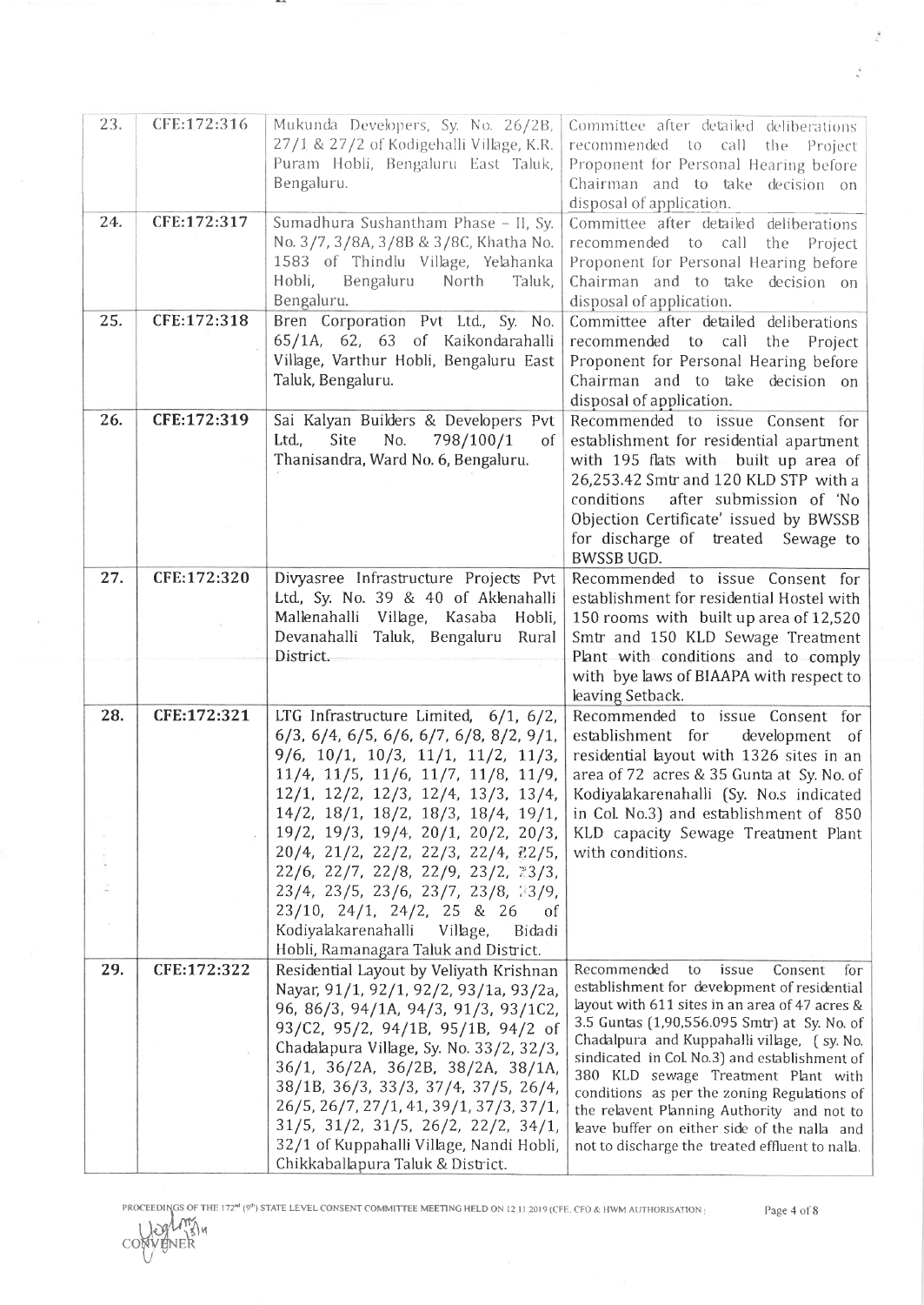| 23. | CFE:172:316 | Mukunda Developers, Sy. No. 26/2B, 27/1 & 27/2 of Kodigehalli Village, K.R. Puram Hobli, Bengaluru East Taluk, Bengaluru. | Committee after detailed deliberations recommended to call the Project Proponent for Personal Hearing before Chairman and to take decision on disposal of application. |
|---|---|---|---|
| 24. | CFE:172:317 | Sumadhura Sushantham Phase – II, Sy. No. 3/7, 3/8A, 3/8B & 3/8C, Khatha No. 1583 of Thindlu Village, Yelahanka Hobli, Bengaluru North Taluk, Bengaluru. | Committee after detailed deliberations recommended to call the Project Proponent for Personal Hearing before Chairman and to take decision on disposal of application. |
| 25. | CFE:172:318 | Bren Corporation Pvt Ltd., Sy. No. 65/1A, 62, 63 of Kaikondarahalli Village, Varthur Hobli, Bengaluru East Taluk, Bengaluru. | Committee after detailed deliberations recommended to call the Project Proponent for Personal Hearing before Chairman and to take decision on disposal of application. |
| 26. | CFE:172:319 | Sai Kalyan Builders & Developers Pvt Ltd., Site No. 798/100/1 of Thanisandra, Ward No. 6, Bengaluru. | Recommended to issue Consent for establishment for residential apartment with 195 flats with built up area of 26,253.42 Smtr and 120 KLD STP with a conditions after submission of 'No Objection Certificate' issued by BWSSB for discharge of treated Sewage to BWSSB UGD. |
| 27. | CFE:172:320 | Divyasree Infrastructure Projects Pvt Ltd., Sy. No. 39 & 40 of Aklenahalli Mallenahalli Village, Kasaba Hobli, Devanahalli Taluk, Bengaluru Rural District. | Recommended to issue Consent for establishment for residential Hostel with 150 rooms with built up area of 12,520 Smtr and 150 KLD Sewage Treatment Plant with conditions and to comply with bye laws of BIAAPA with respect to leaving Setback. |
| 28. | CFE:172:321 | LTG Infrastructure Limited, 6/1, 6/2, 6/3, 6/4, 6/5, 6/6, 6/7, 6/8, 8/2, 9/1, 9/6, 10/1, 10/3, 11/1, 11/2, 11/3, 11/4, 11/5, 11/6, 11/7, 11/8, 11/9, 12/1, 12/2, 12/3, 12/4, 13/3, 13/4, 14/2, 18/1, 18/2, 18/3, 18/4, 19/1, 19/2, 19/3, 19/4, 20/1, 20/2, 20/3, 20/4, 21/2, 22/2, 22/3, 22/4, 22/5, 22/6, 22/7, 22/8, 22/9, 23/2, 23/3, 23/4, 23/5, 23/6, 23/7, 23/8, 23/9, 23/10, 24/1, 24/2, 25 & 26 of Kodiyalakarenahalli Village, Bidadi Hobli, Ramanagara Taluk and District. | Recommended to issue Consent for establishment for development of residential layout with 1326 sites in an area of 72 acres & 35 Gunta at Sy. No. of Kodiyalakarenahalli (Sy. No.s indicated in Col. No.3) and establishment of 850 KLD capacity Sewage Treatment Plant with conditions. |
| 29. | CFE:172:322 | Residential Layout by Veliyath Krishnan Nayar, 91/1, 92/1, 92/2, 93/1a, 93/2a, 96, 86/3, 94/1A, 94/3, 91/3, 93/1C2, 93/C2, 95/2, 94/1B, 95/1B, 94/2 of Chadalapura Village, Sy. No. 33/2, 32/3, 36/1, 36/2A, 36/2B, 38/2A, 38/1A, 38/1B, 36/3, 33/3, 37/4, 37/5, 26/4, 26/5, 26/7, 27/1, 41, 39/1, 37/3, 37/1, 31/5, 31/2, 31/5, 26/2, 22/2, 34/1, 32/1 of Kuppahalli Village, Nandi Hobli, Chikkaballapura Taluk & District. | Recommended to issue Consent for establishment for development of residential layout with 611 sites in an area of 47 acres & 3.5 Guntas (1,90,556.095 Smtr) at Sy. No. of Chadalpura and Kuppahalli village, ( sy. No. sindicated in Col. No.3) and establishment of 380 KLD sewage Treatment Plant with conditions as per the zoning Regulations of the relavent Planning Authority and not to leave buffer on either side of the nalla and not to discharge the treated effluent to nalla. |

PROCEEDINGS OF THE 172nd (9th) STATE LEVEL CONSENT COMMITTEE MEETING HELD ON 12.11.2019 (CFE, CFO & HWM AUTHORISATION)

CONVENER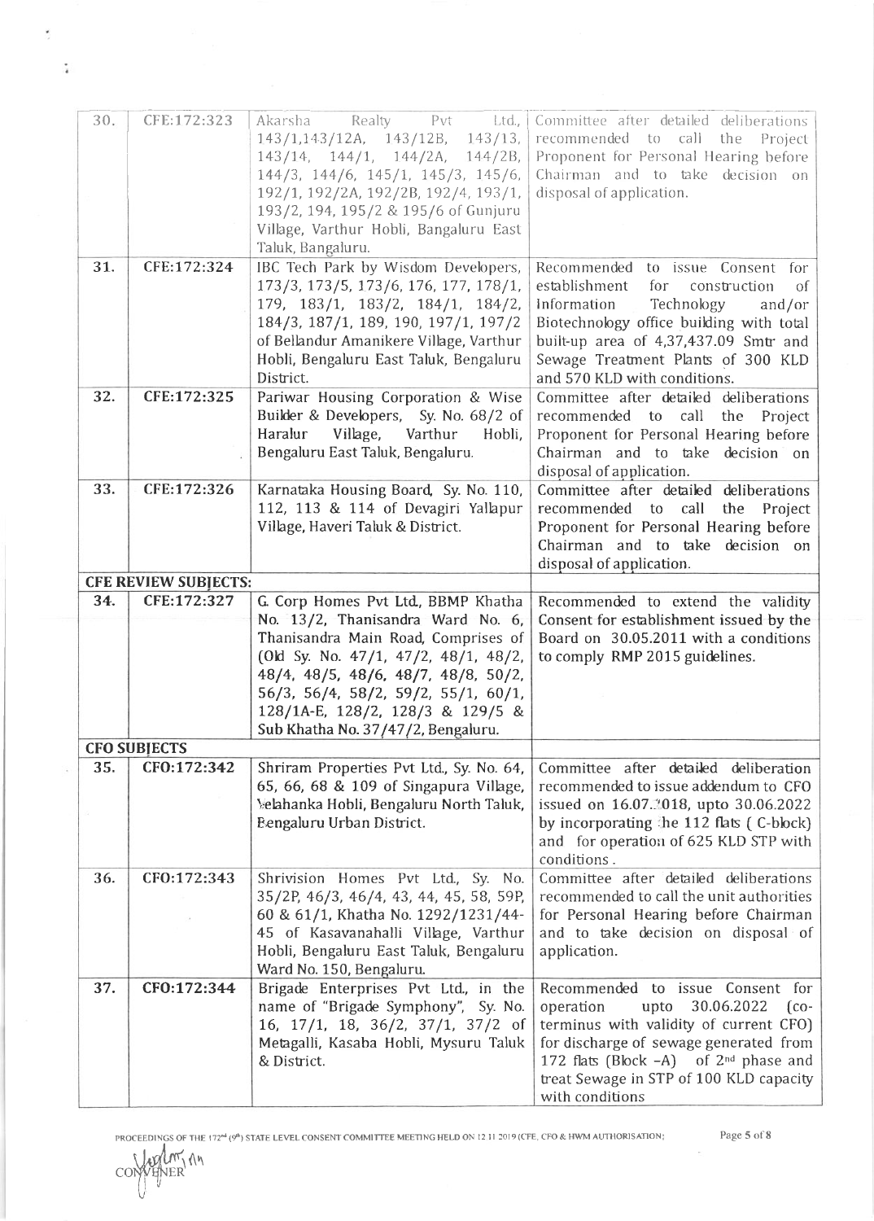| 30. | CFE:172:323 | Akarsha Realty Pvt Ltd., 143/1,143/12A, 143/12B, 143/13, 143/14, 144/1, 144/2A, 144/2B, 144/3, 144/6, 145/1, 145/3, 145/6, 192/1, 192/2A, 192/2B, 192/4, 193/1, 193/2, 194, 195/2 & 195/6 of Gunjuru Village, Varthur Hobli, Bangaluru East Taluk, Bangaluru. | Committee after detailed deliberations recommended to call the Project Proponent for Personal Hearing before Chairman and to take decision on disposal of application. |
|---|---|---|---|
| 31. | CFE:172:324 | IBC Tech Park by Wisdom Developers, 173/3, 173/5, 173/6, 176, 177, 178/1, 179, 183/1, 183/2, 184/1, 184/2, 184/3, 187/1, 189, 190, 197/1, 197/2 of Bellandur Amanikere Village, Varthur Hobli, Bengaluru East Taluk, Bengaluru District. | Recommended to issue Consent for establishment for construction of Information Technology and/or Biotechnology office building with total built-up area of 4,37,437.09 Smtr and Sewage Treatment Plants of 300 KLD and 570 KLD with conditions. |
| 32. | CFE:172:325 | Pariwar Housing Corporation & Wise Builder & Developers, Sy. No. 68/2 of Haralur Village, Varthur Hobli, Bengaluru East Taluk, Bengaluru. | Committee after detailed deliberations recommended to call the Project Proponent for Personal Hearing before Chairman and to take decision on disposal of application. |
| 33. | CFE:172:326 | Karnataka Housing Board, Sy. No. 110, 112, 113 & 114 of Devagiri Yallapur Village, Haveri Taluk & District. | Committee after detailed deliberations recommended to call the Project Proponent for Personal Hearing before Chairman and to take decision on disposal of application. |
| **CFE REVIEW SUBJECTS:** | | | |
| 34. | CFE:172:327 | G. Corp Homes Pvt Ltd., BBMP Khatha No. 13/2, Thanisandra Ward No. 6, Thanisandra Main Road, Comprises of (Old Sy. No. 47/1, 47/2, 48/1, 48/2, 48/4, 48/5, 48/6, 48/7, 48/8, 50/2, 56/3, 56/4, 58/2, 59/2, 55/1, 60/1, 128/1A-E, 128/2, 128/3 & 129/5 & Sub Khatha No. 37/47/2, Bengaluru. | Recommended to extend the validity Consent for establishment issued by the Board on 30.05.2011 with a conditions to comply RMP 2015 guidelines. |
| **CFO SUBJECTS** | | | |
| 35. | CFO:172:342 | Shriram Properties Pvt Ltd., Sy. No. 64, 65, 66, 68 & 109 of Singapura Village, Yelahanka Hobli, Bengaluru North Taluk, Bengaluru Urban District. | Committee after detailed deliberation recommended to issue addendum to CFO issued on 16.07.2018, upto 30.06.2022 by incorporating the 112 flats ( C-block) and for operation of 625 KLD STP with conditions . |
| 36. | CFO:172:343 | Shrivision Homes Pvt Ltd., Sy. No. 35/2P, 46/3, 46/4, 43, 44, 45, 58, 59P, 60 & 61/1, Khatha No. 1292/1231/44-45 of Kasavanahalli Village, Varthur Hobli, Bengaluru East Taluk, Bengaluru Ward No. 150, Bengaluru. | Committee after detailed deliberations recommended to call the unit authorities for Personal Hearing before Chairman and to take decision on disposal of application. |
| 37. | CFO:172:344 | Brigade Enterprises Pvt Ltd., in the name of "Brigade Symphony", Sy. No. 16, 17/1, 18, 36/2, 37/1, 37/2 of Metagalli, Kasaba Hobli, Mysuru Taluk & District. | Recommended to issue Consent for operation upto 30.06.2022 (co-terminus with validity of current CFO) for discharge of sewage generated from 172 flats (Block –A) of 2nd phase and treat Sewage in STP of 100 KLD capacity with conditions |

PROCEEDINGS OF THE 172nd (9th) STATE LEVEL CONSENT COMMITTEE MEETING HELD ON 12.11.2019 (CFE, CFO & HWM AUTHORISATION)

CONVENER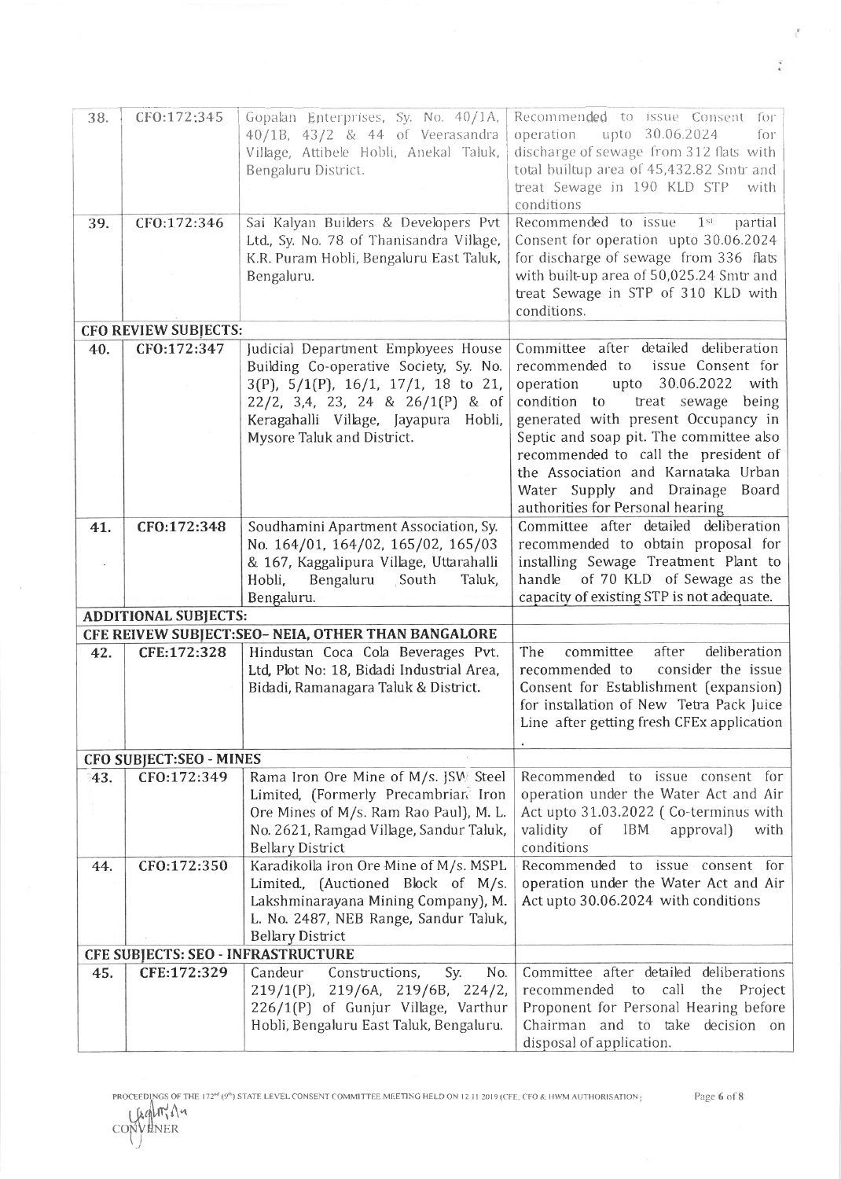| | | | |
|---|---|---|---|
| 38. | CFO:172:345 | Gopalan Enterprises, Sy. No. 40/1A, 40/1B, 43/2 & 44 of Veerasandra Village, Attibele Hobli, Anekal Taluk, Bengaluru District. | Recommended to issue Consent for operation upto 30.06.2024 for discharge of sewage from 312 flats with total builtup area of 45,432.82 Smtr and treat Sewage in 190 KLD STP with conditions |
| 39. | CFO:172:346 | Sai Kalyan Builders & Developers Pvt Ltd., Sy. No. 78 of Thanisandra Village, K.R. Puram Hobli, Bengaluru East Taluk, Bengaluru. | Recommended to issue 1st partial Consent for operation upto 30.06.2024 for discharge of sewage from 336 flats with built-up area of 50,025.24 Smtr and treat Sewage in STP of 310 KLD with conditions. |
| **CFO REVIEW SUBJECTS:** | | | |
| 40. | CFO:172:347 | Judicial Department Employees House Building Co-operative Society, Sy. No. 3(P), 5/1(P), 16/1, 17/1, 18 to 21, 22/2, 3,4, 23, 24 & 26/1(P) & of Keragahalli Village, Jayapura Hobli, Mysore Taluk and District. | Committee after detailed deliberation recommended to issue Consent for operation upto 30.06.2022 with condition to treat sewage being generated with present Occupancy in Septic and soap pit. The committee also recommended to call the president of the Association and Karnataka Urban Water Supply and Drainage Board authorities for Personal hearing |
| 41. | CFO:172:348 | Soudhamini Apartment Association, Sy. No. 164/01, 164/02, 165/02, 165/03 & 167, Kaggalipura Village, Uttarahalli Hobli, Bengaluru South Taluk, Bengaluru. | Committee after detailed deliberation recommended to obtain proposal for installing Sewage Treatment Plant to handle of 70 KLD of Sewage as the capacity of existing STP is not adequate. |
| **ADDITIONAL SUBJECTS:** | | | |
| **CFE REIVEW SUBJECT:SEO- NEIA, OTHER THAN BANGALORE** | | | |
| 42. | CFE:172:328 | Hindustan Coca Cola Beverages Pvt. Ltd, Plot No: 18, Bidadi Industrial Area, Bidadi, Ramanagara Taluk & District. | The committee after deliberation recommended to consider the issue Consent for Establishment (expansion) for installation of New Tetra Pack Juice Line after getting fresh CFEx application. |
| **CFO SUBJECT:SEO - MINES** | | | |
| 43. | CFO:172:349 | Rama Iron Ore Mine of M/s. JSW Steel Limited, (Formerly Precambrian Iron Ore Mines of M/s. Ram Rao Paul), M. L. No. 2621, Ramgad Village, Sandur Taluk, Bellary District | Recommended to issue consent for operation under the Water Act and Air Act upto 31.03.2022 ( Co-terminus with validity of IBM approval) with conditions |
| 44. | CFO:172:350 | Karadikolla Iron Ore Mine of M/s. MSPL Limited., (Auctioned Block of M/s. Lakshminarayana Mining Company), M. L. No. 2487, NEB Range, Sandur Taluk, Bellary District | Recommended to issue consent for operation under the Water Act and Air Act upto 30.06.2024 with conditions |
| **CFE SUBJECTS: SEO - INFRASTRUCTURE** | | | |
| 45. | CFE:172:329 | Candeur Constructions, Sy. No. 219/1(P), 219/6A, 219/6B, 224/2, 226/1(P) of Gunjur Village, Varthur Hobli, Bengaluru East Taluk, Bengaluru. | Committee after detailed deliberations recommended to call the Project Proponent for Personal Hearing before Chairman and to take decision on disposal of application. |

CONVENER